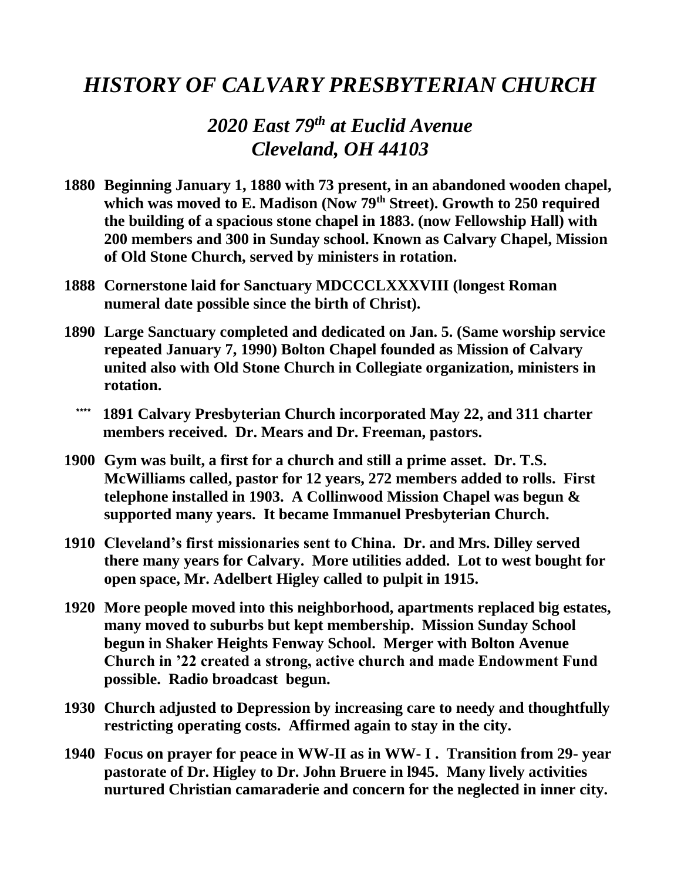# *HISTORY OF CALVARY PRESBYTERIAN CHURCH*

## *2020 East 79th at Euclid Avenue*
## *Cleveland, OH 44103*

**1880** **Beginning January 1, 1880 with 73 present, in an abandoned wooden chapel, which was moved to E. Madison (Now 79th Street). Growth to 250 required the building of a spacious stone chapel in 1883. (now Fellowship Hall) with 200 members and 300 in Sunday school. Known as Calvary Chapel, Mission of Old Stone Church, served by ministers in rotation.**

**1888** **Cornerstone laid for Sanctuary MDCCCLXXXVIII (longest Roman numeral date possible since the birth of Christ).**

**1890** **Large Sanctuary completed and dedicated on Jan. 5. (Same worship service repeated January 7, 1990) Bolton Chapel founded as Mission of Calvary united also with Old Stone Church in Collegiate organization, ministers in rotation.**

\*\*\*\* **1891 Calvary Presbyterian Church incorporated May 22, and 311 charter members received. Dr. Mears and Dr. Freeman, pastors.**

**1900** **Gym was built, a first for a church and still a prime asset. Dr. T.S. McWilliams called, pastor for 12 years, 272 members added to rolls. First telephone installed in 1903. A Collinwood Mission Chapel was begun & supported many years. It became Immanuel Presbyterian Church.**

**1910** **Cleveland's first missionaries sent to China. Dr. and Mrs. Dilley served there many years for Calvary. More utilities added. Lot to west bought for open space, Mr. Adelbert Higley called to pulpit in 1915.**

**1920** **More people moved into this neighborhood, apartments replaced big estates, many moved to suburbs but kept membership. Mission Sunday School begun in Shaker Heights Fenway School. Merger with Bolton Avenue Church in '22 created a strong, active church and made Endowment Fund possible. Radio broadcast begun.**

**1930** **Church adjusted to Depression by increasing care to needy and thoughtfully restricting operating costs. Affirmed again to stay in the city.**

**1940** **Focus on prayer for peace in WW-II as in WW- I . Transition from 29- year pastorate of Dr. Higley to Dr. John Bruere in l945. Many lively activities nurtured Christian camaraderie and concern for the neglected in inner city.**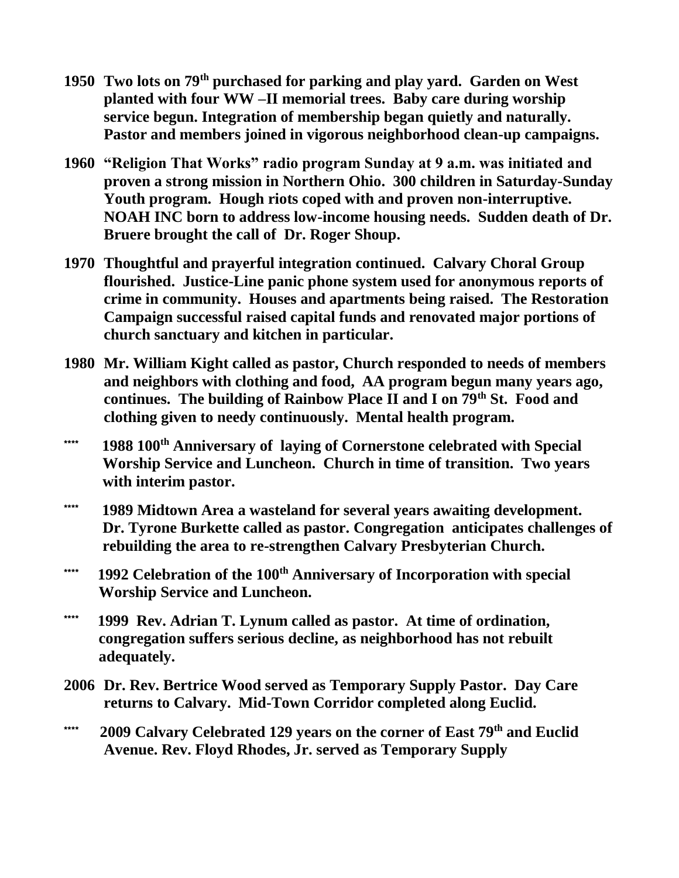**1950 Two lots on 79th purchased for parking and play yard. Garden on West planted with four WW –II memorial trees. Baby care during worship service begun. Integration of membership began quietly and naturally. Pastor and members joined in vigorous neighborhood clean-up campaigns.**

**1960 "Religion That Works" radio program Sunday at 9 a.m. was initiated and proven a strong mission in Northern Ohio. 300 children in Saturday-Sunday Youth program. Hough riots coped with and proven non-interruptive. NOAH INC born to address low-income housing needs. Sudden death of Dr. Bruere brought the call of Dr. Roger Shoup.**

**1970 Thoughtful and prayerful integration continued. Calvary Choral Group flourished. Justice-Line panic phone system used for anonymous reports of crime in community. Houses and apartments being raised. The Restoration Campaign successful raised capital funds and renovated major portions of church sanctuary and kitchen in particular.**

**1980 Mr. William Kight called as pastor, Church responded to needs of members and neighbors with clothing and food, AA program begun many years ago, continues. The building of Rainbow Place II and I on 79th St. Food and clothing given to needy continuously. Mental health program.**

**\*\*\*\* 1988 100th Anniversary of laying of Cornerstone celebrated with Special Worship Service and Luncheon. Church in time of transition. Two years with interim pastor.**

**\*\*\*\* 1989 Midtown Area a wasteland for several years awaiting development. Dr. Tyrone Burkette called as pastor. Congregation anticipates challenges of rebuilding the area to re-strengthen Calvary Presbyterian Church.**

**\*\*\*\* 1992 Celebration of the 100th Anniversary of Incorporation with special Worship Service and Luncheon.**

**\*\*\*\* 1999 Rev. Adrian T. Lynum called as pastor. At time of ordination, congregation suffers serious decline, as neighborhood has not rebuilt adequately.**

**2006 Dr. Rev. Bertrice Wood served as Temporary Supply Pastor. Day Care returns to Calvary. Mid-Town Corridor completed along Euclid.**

**\*\*\*\* 2009 Calvary Celebrated 129 years on the corner of East 79th and Euclid Avenue. Rev. Floyd Rhodes, Jr. served as Temporary Supply**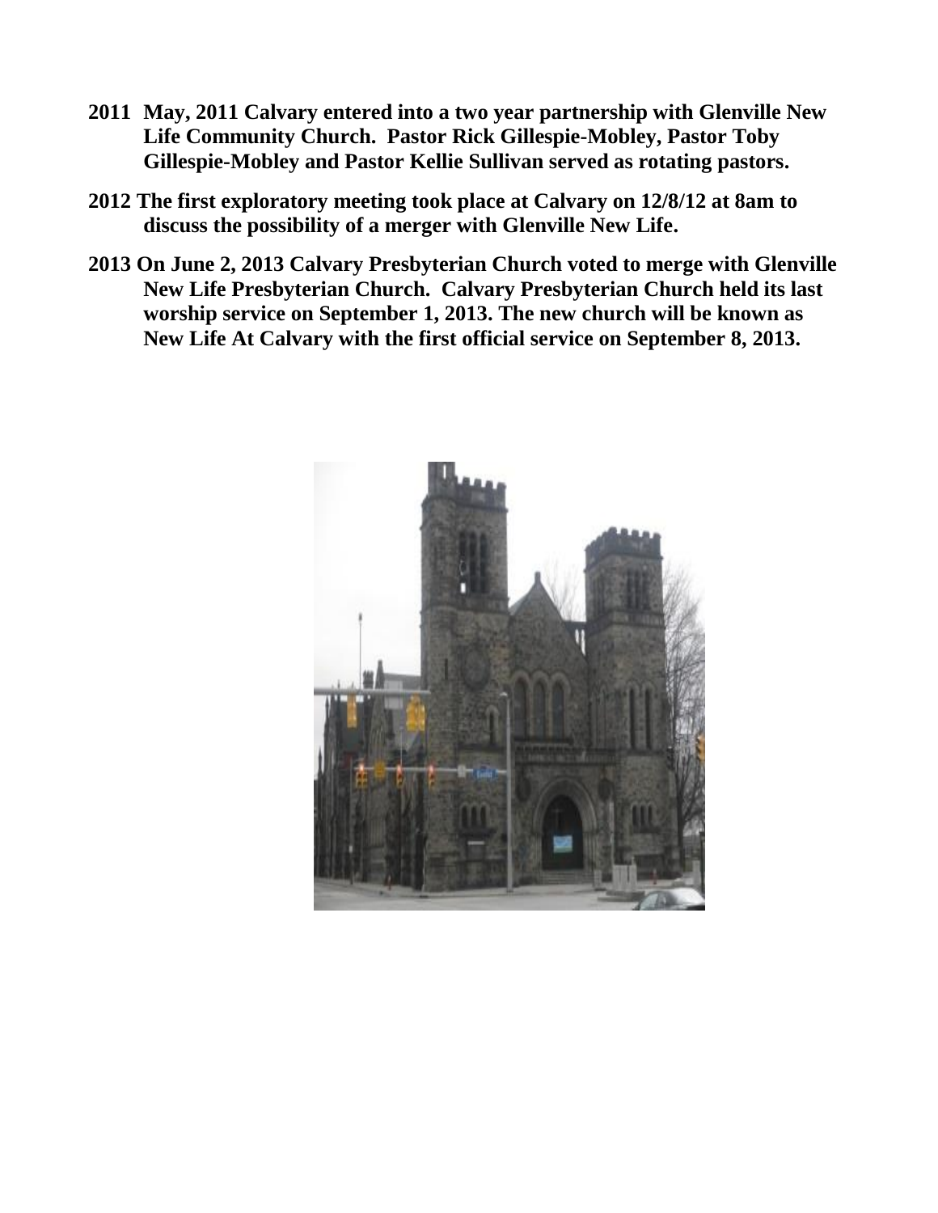**2011** **May, 2011 Calvary entered into a two year partnership with Glenville New Life Community Church. Pastor Rick Gillespie-Mobley, Pastor Toby Gillespie-Mobley and Pastor Kellie Sullivan served as rotating pastors.**

**2012 The first exploratory meeting took place at Calvary on 12/8/12 at 8am to discuss the possibility of a merger with Glenville New Life.**

**2013 On June 2, 2013 Calvary Presbyterian Church voted to merge with Glenville New Life Presbyterian Church. Calvary Presbyterian Church held its last worship service on September 1, 2013. The new church will be known as New Life At Calvary with the first official service on September 8, 2013.**